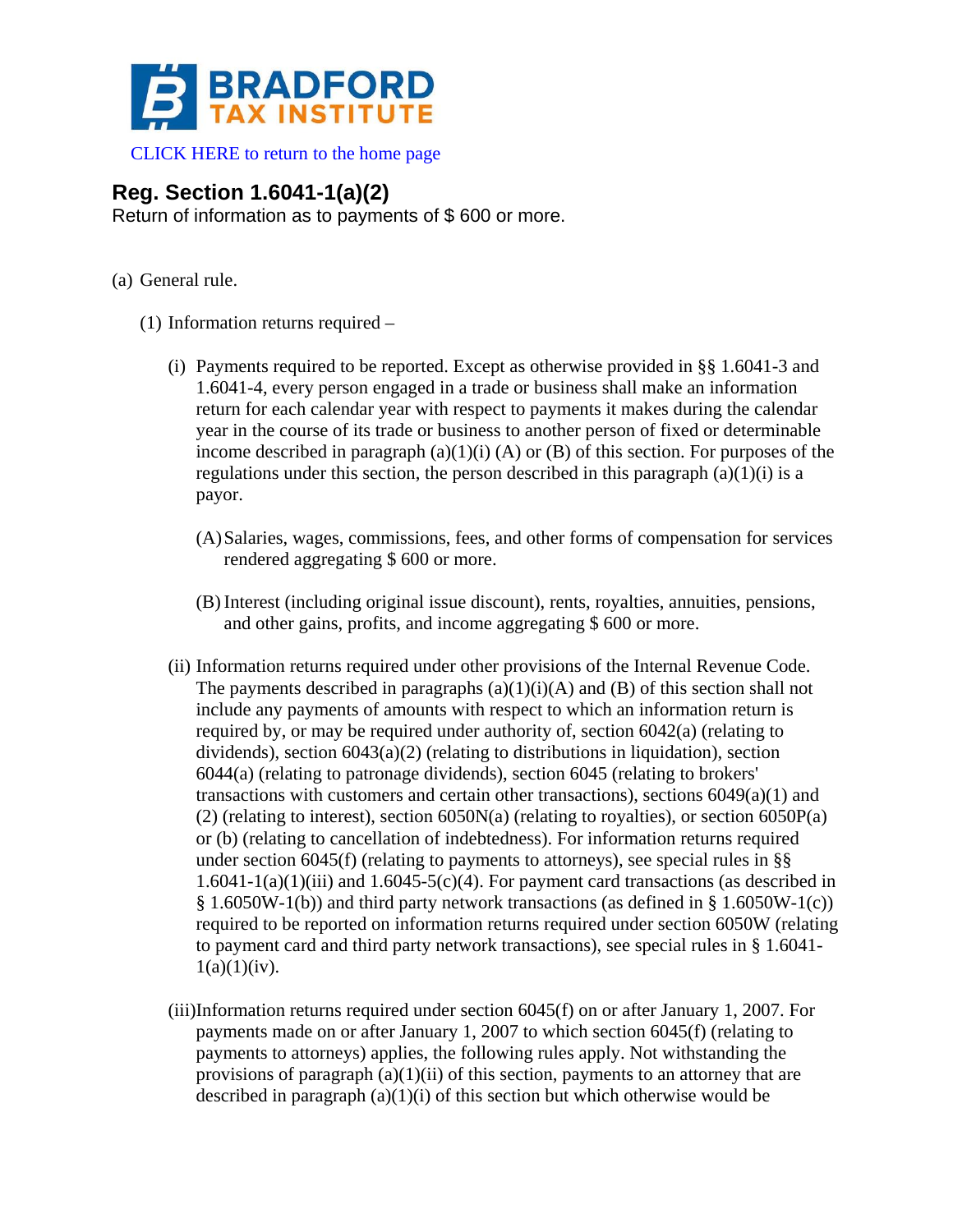BRADFORD TAX INSTITUTE

CLICK HERE to return to the home page

## Reg. Section 1.6041-1(a)(2)

Return of information as to payments of $ 600 or more.

(a) General rule.

(1) Information returns required –

(i) Payments required to be reported. Except as otherwise provided in §§ 1.6041-3 and 1.6041-4, every person engaged in a trade or business shall make an information return for each calendar year with respect to payments it makes during the calendar year in the course of its trade or business to another person of fixed or determinable income described in paragraph (a)(1)(i) (A) or (B) of this section. For purposes of the regulations under this section, the person described in this paragraph (a)(1)(i) is a payor.

(A) Salaries, wages, commissions, fees, and other forms of compensation for services rendered aggregating $ 600 or more.

(B) Interest (including original issue discount), rents, royalties, annuities, pensions, and other gains, profits, and income aggregating $ 600 or more.

(ii) Information returns required under other provisions of the Internal Revenue Code. The payments described in paragraphs (a)(1)(i)(A) and (B) of this section shall not include any payments of amounts with respect to which an information return is required by, or may be required under authority of, section 6042(a) (relating to dividends), section 6043(a)(2) (relating to distributions in liquidation), section 6044(a) (relating to patronage dividends), section 6045 (relating to brokers' transactions with customers and certain other transactions), sections 6049(a)(1) and (2) (relating to interest), section 6050N(a) (relating to royalties), or section 6050P(a) or (b) (relating to cancellation of indebtedness). For information returns required under section 6045(f) (relating to payments to attorneys), see special rules in §§ 1.6041-1(a)(1)(iii) and 1.6045-5(c)(4). For payment card transactions (as described in § 1.6050W-1(b)) and third party network transactions (as defined in § 1.6050W-1(c)) required to be reported on information returns required under section 6050W (relating to payment card and third party network transactions), see special rules in § 1.6041-1(a)(1)(iv).

(iii) Information returns required under section 6045(f) on or after January 1, 2007. For payments made on or after January 1, 2007 to which section 6045(f) (relating to payments to attorneys) applies, the following rules apply. Not withstanding the provisions of paragraph (a)(1)(ii) of this section, payments to an attorney that are described in paragraph (a)(1)(i) of this section but which otherwise would be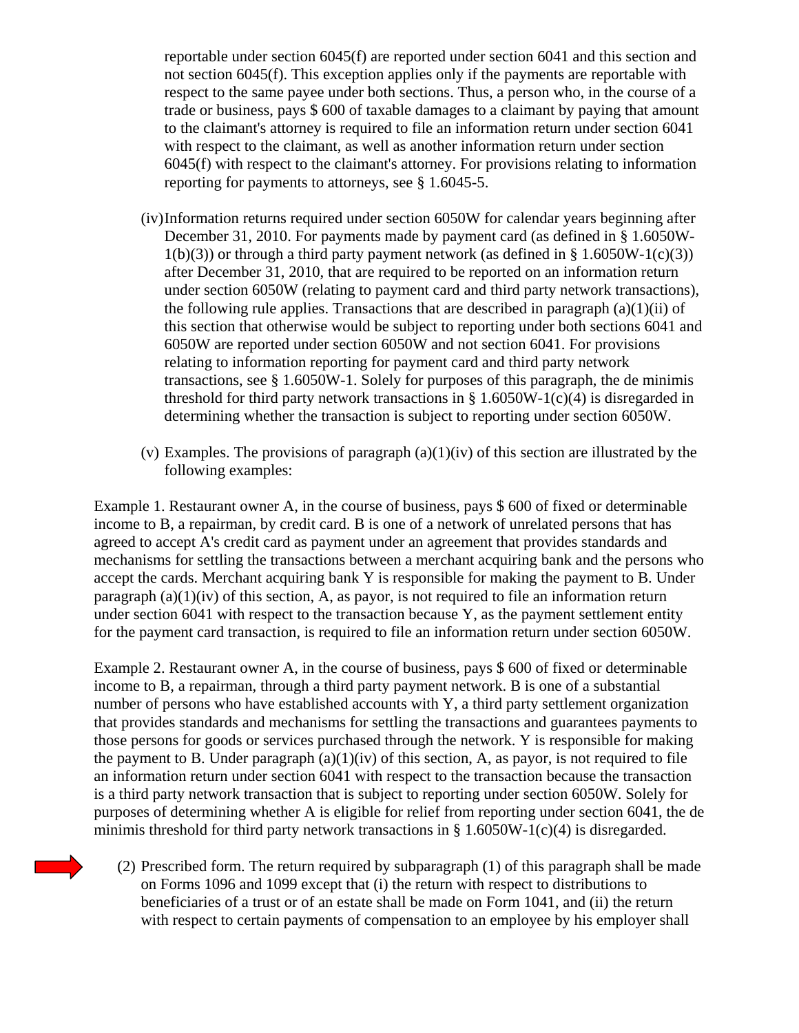reportable under section 6045(f) are reported under section 6041 and this section and not section 6045(f). This exception applies only if the payments are reportable with respect to the same payee under both sections. Thus, a person who, in the course of a trade or business, pays $ 600 of taxable damages to a claimant by paying that amount to the claimant's attorney is required to file an information return under section 6041 with respect to the claimant, as well as another information return under section 6045(f) with respect to the claimant's attorney. For provisions relating to information reporting for payments to attorneys, see § 1.6045-5.

(iv) Information returns required under section 6050W for calendar years beginning after December 31, 2010. For payments made by payment card (as defined in § 1.6050W-1(b)(3)) or through a third party payment network (as defined in § 1.6050W-1(c)(3)) after December 31, 2010, that are required to be reported on an information return under section 6050W (relating to payment card and third party network transactions), the following rule applies. Transactions that are described in paragraph (a)(1)(ii) of this section that otherwise would be subject to reporting under both sections 6041 and 6050W are reported under section 6050W and not section 6041. For provisions relating to information reporting for payment card and third party network transactions, see § 1.6050W-1. Solely for purposes of this paragraph, the de minimis threshold for third party network transactions in § 1.6050W-1(c)(4) is disregarded in determining whether the transaction is subject to reporting under section 6050W.

(v) Examples. The provisions of paragraph (a)(1)(iv) of this section are illustrated by the following examples:

Example 1. Restaurant owner A, in the course of business, pays $ 600 of fixed or determinable income to B, a repairman, by credit card. B is one of a network of unrelated persons that has agreed to accept A's credit card as payment under an agreement that provides standards and mechanisms for settling the transactions between a merchant acquiring bank and the persons who accept the cards. Merchant acquiring bank Y is responsible for making the payment to B. Under paragraph (a)(1)(iv) of this section, A, as payor, is not required to file an information return under section 6041 with respect to the transaction because Y, as the payment settlement entity for the payment card transaction, is required to file an information return under section 6050W.

Example 2. Restaurant owner A, in the course of business, pays $ 600 of fixed or determinable income to B, a repairman, through a third party payment network. B is one of a substantial number of persons who have established accounts with Y, a third party settlement organization that provides standards and mechanisms for settling the transactions and guarantees payments to those persons for goods or services purchased through the network. Y is responsible for making the payment to B. Under paragraph (a)(1)(iv) of this section, A, as payor, is not required to file an information return under section 6041 with respect to the transaction because the transaction is a third party network transaction that is subject to reporting under section 6050W. Solely for purposes of determining whether A is eligible for relief from reporting under section 6041, the de minimis threshold for third party network transactions in § 1.6050W-1(c)(4) is disregarded.

(2) Prescribed form. The return required by subparagraph (1) of this paragraph shall be made on Forms 1096 and 1099 except that (i) the return with respect to distributions to beneficiaries of a trust or of an estate shall be made on Form 1041, and (ii) the return with respect to certain payments of compensation to an employee by his employer shall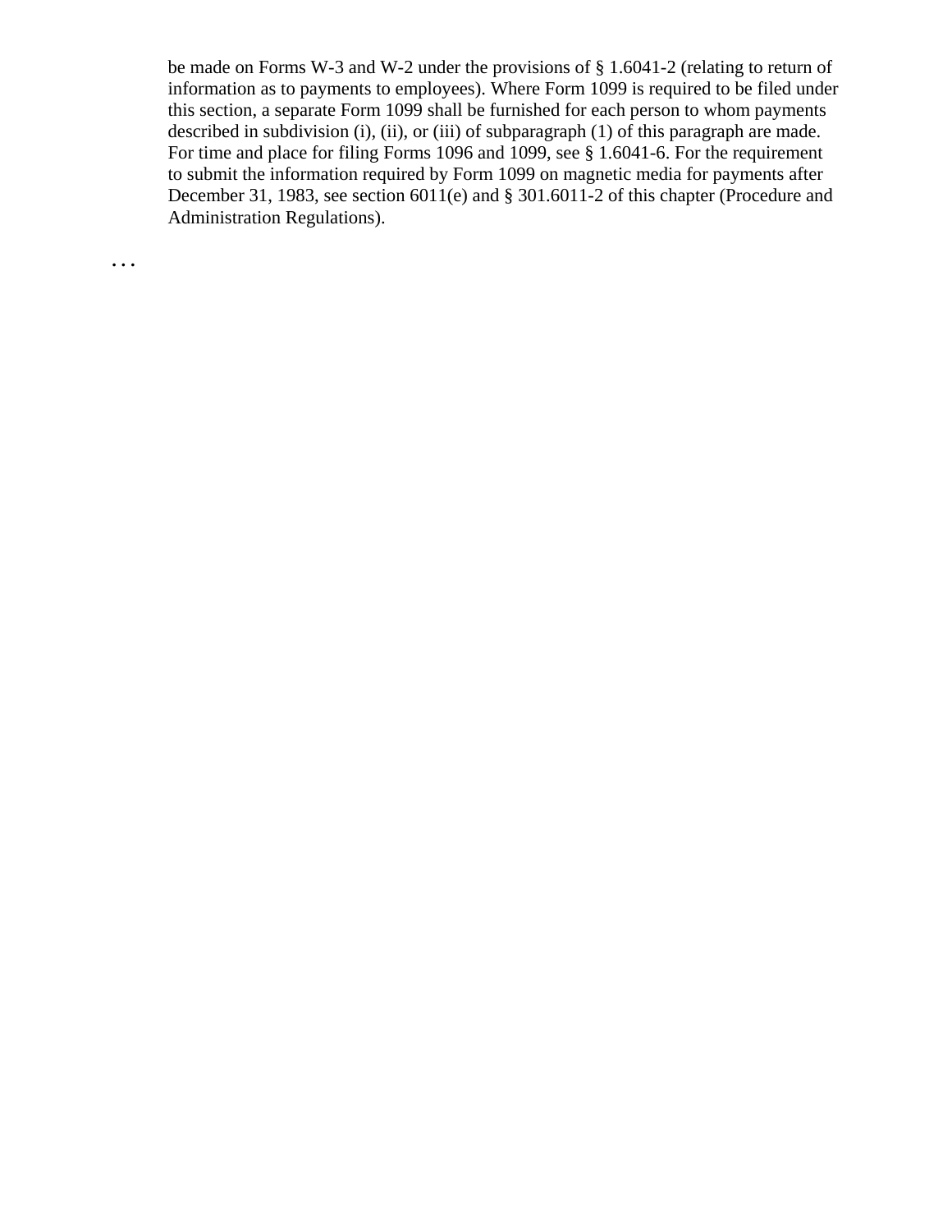be made on Forms W-3 and W-2 under the provisions of § 1.6041-2 (relating to return of information as to payments to employees). Where Form 1099 is required to be filed under this section, a separate Form 1099 shall be furnished for each person to whom payments described in subdivision (i), (ii), or (iii) of subparagraph (1) of this paragraph are made. For time and place for filing Forms 1096 and 1099, see § 1.6041-6. For the requirement to submit the information required by Form 1099 on magnetic media for payments after December 31, 1983, see section 6011(e) and § 301.6011-2 of this chapter (Procedure and Administration Regulations).

. . .